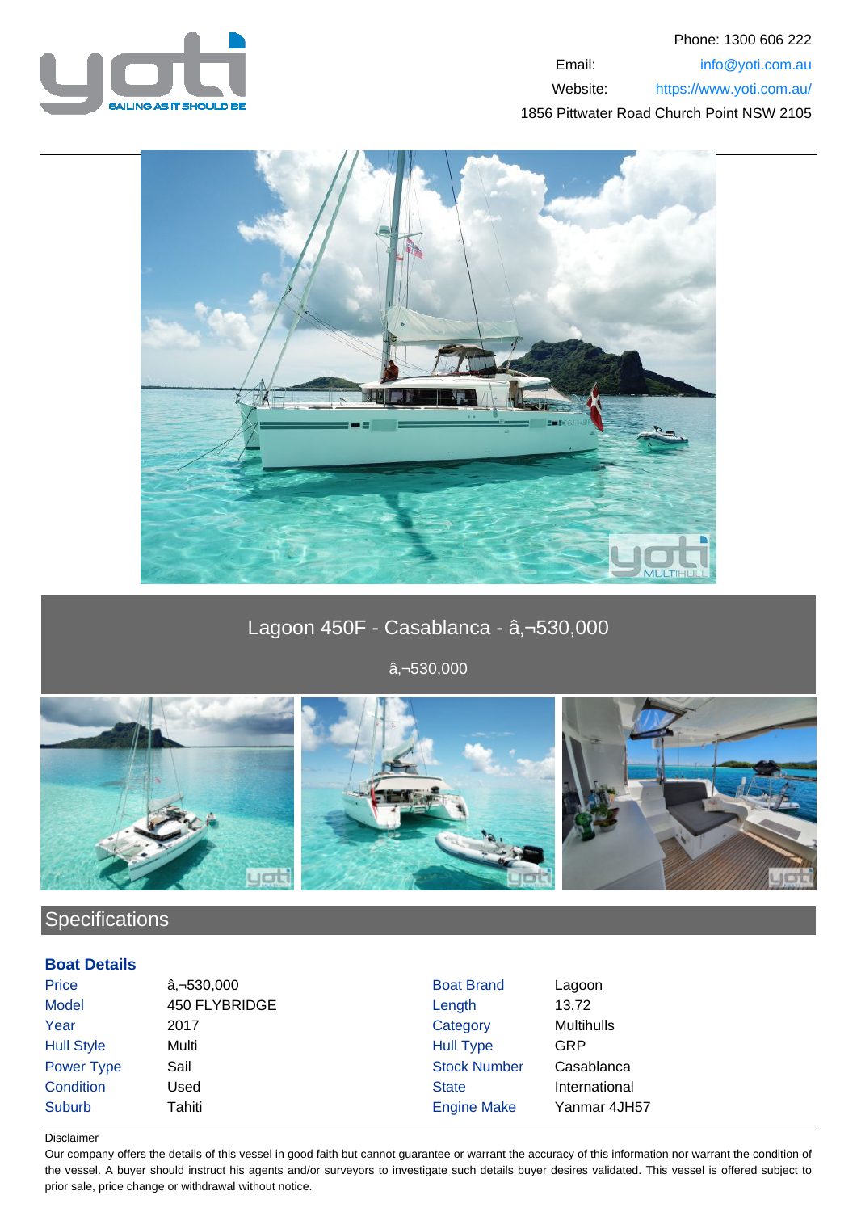Phone: 1300 606 222

Email: info@yoti.com.au

Website: https://www.yoti.com.au/

1856 Pittwater Road Church Point NSW 2105

# Lagoon 450F - Casablanca - â‚¬530,000

â‚¬530,000

## Specifications

### Boat Details

| | | | |
|---|---|---|---|
| Price | â‚¬530,000 | Boat Brand | Lagoon |
| Model | 450 FLYBRIDGE | Length | 13.72 |
| Year | 2017 | Category | Multihulls |
| Hull Style | Multi | Hull Type | GRP |
| Power Type | Sail | Stock Number | Casablanca |
| Condition | Used | State | International |
| Suburb | Tahiti | Engine Make | Yanmar 4JH57 |

Disclaimer

Our company offers the details of this vessel in good faith but cannot guarantee or warrant the accuracy of this information nor warrant the condition of the vessel. A buyer should instruct his agents and/or surveyors to investigate such details buyer desires validated. This vessel is offered subject to prior sale, price change or withdrawal without notice.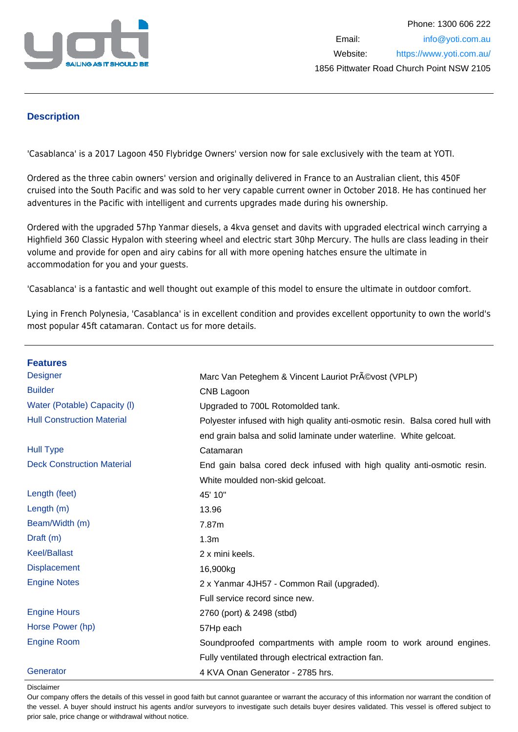Phone: 1300 606 222
Email: info@yoti.com.au
Website: https://www.yoti.com.au/
1856 Pittwater Road Church Point NSW 2105

## Description

'Casablanca' is a 2017 Lagoon 450 Flybridge Owners' version now for sale exclusively with the team at YOTI.

Ordered as the three cabin owners' version and originally delivered in France to an Australian client, this 450F cruised into the South Pacific and was sold to her very capable current owner in October 2018. He has continued her adventures in the Pacific with intelligent and currents upgrades made during his ownership.

Ordered with the upgraded 57hp Yanmar diesels, a 4kva genset and davits with upgraded electrical winch carrying a Highfield 360 Classic Hypalon with steering wheel and electric start 30hp Mercury. The hulls are class leading in their volume and provide for open and airy cabins for all with more opening hatches ensure the ultimate in accommodation for you and your guests.

'Casablanca' is a fantastic and well thought out example of this model to ensure the ultimate in outdoor comfort.

Lying in French Polynesia, 'Casablanca' is in excellent condition and provides excellent opportunity to own the world's most popular 45ft catamaran. Contact us for more details.

## Features

| | |
|---|---|
| Designer | Marc Van Peteghem & Vincent Lauriot PrÃ©vost (VPLP) |
| Builder | CNB Lagoon |
| Water (Potable) Capacity (l) | Upgraded to 700L Rotomolded tank. |
| Hull Construction Material | Polyester infused with high quality anti-osmotic resin. Balsa cored hull with end grain balsa and solid laminate under waterline. White gelcoat. |
| Hull Type | Catamaran |
| Deck Construction Material | End gain balsa cored deck infused with high quality anti-osmotic resin. White moulded non-skid gelcoat. |
| Length (feet) | 45' 10" |
| Length (m) | 13.96 |
| Beam/Width (m) | 7.87m |
| Draft (m) | 1.3m |
| Keel/Ballast | 2 x mini keels. |
| Displacement | 16,900kg |
| Engine Notes | 2 x Yanmar 4JH57 - Common Rail (upgraded). Full service record since new. |
| Engine Hours | 2760 (port) & 2498 (stbd) |
| Horse Power (hp) | 57Hp each |
| Engine Room | Soundproofed compartments with ample room to work around engines. Fully ventilated through electrical extraction fan. |
| Generator | 4 KVA Onan Generator - 2785 hrs. |

Disclaimer

Our company offers the details of this vessel in good faith but cannot guarantee or warrant the accuracy of this information nor warrant the condition of the vessel. A buyer should instruct his agents and/or surveyors to investigate such details buyer desires validated. This vessel is offered subject to prior sale, price change or withdrawal without notice.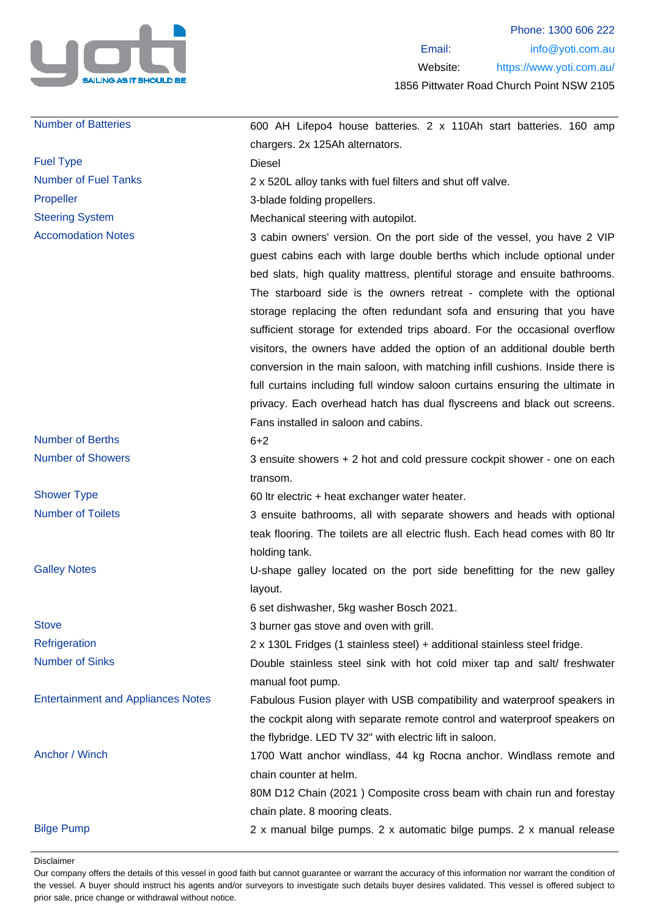| | |
|---|---|
| Number of Batteries | 600 AH Lifepo4 house batteries. 2 x 110Ah start batteries. 160 amp chargers. 2x 125Ah alternators. |
| Fuel Type | Diesel |
| Number of Fuel Tanks | 2 x 520L alloy tanks with fuel filters and shut off valve. |
| Propeller | 3-blade folding propellers. |
| Steering System | Mechanical steering with autopilot. |
| Accomodation Notes | 3 cabin owners' version. On the port side of the vessel, you have 2 VIP guest cabins each with large double berths which include optional under bed slats, high quality mattress, plentiful storage and ensuite bathrooms. The starboard side is the owners retreat - complete with the optional storage replacing the often redundant sofa and ensuring that you have sufficient storage for extended trips aboard. For the occasional overflow visitors, the owners have added the option of an additional double berth conversion in the main saloon, with matching infill cushions. Inside there is full curtains including full window saloon curtains ensuring the ultimate in privacy. Each overhead hatch has dual flyscreens and black out screens. Fans installed in saloon and cabins. |
| Number of Berths | 6+2 |
| Number of Showers | 3 ensuite showers + 2 hot and cold pressure cockpit shower - one on each transom. |
| Shower Type | 60 ltr electric + heat exchanger water heater. |
| Number of Toilets | 3 ensuite bathrooms, all with separate showers and heads with optional teak flooring. The toilets are all electric flush. Each head comes with 80 ltr holding tank. |
| Galley Notes | U-shape galley located on the port side benefitting for the new galley layout.<br>6 set dishwasher, 5kg washer Bosch 2021. |
| Stove | 3 burner gas stove and oven with grill. |
| Refrigeration | 2 x 130L Fridges (1 stainless steel) + additional stainless steel fridge. |
| Number of Sinks | Double stainless steel sink with hot cold mixer tap and salt/ freshwater manual foot pump. |
| Entertainment and Appliances Notes | Fabulous Fusion player with USB compatibility and waterproof speakers in the cockpit along with separate remote control and waterproof speakers on the flybridge. LED TV 32" with electric lift in saloon. |
| Anchor / Winch | 1700 Watt anchor windlass, 44 kg Rocna anchor. Windlass remote and chain counter at helm.<br>80M D12 Chain (2021 ) Composite cross beam with chain run and forestay chain plate. 8 mooring cleats. |
| Bilge Pump | 2 x manual bilge pumps. 2 x automatic bilge pumps. 2 x manual release |

Disclaimer

Our company offers the details of this vessel in good faith but cannot guarantee or warrant the accuracy of this information nor warrant the condition of the vessel. A buyer should instruct his agents and/or surveyors to investigate such details buyer desires validated. This vessel is offered subject to prior sale, price change or withdrawal without notice.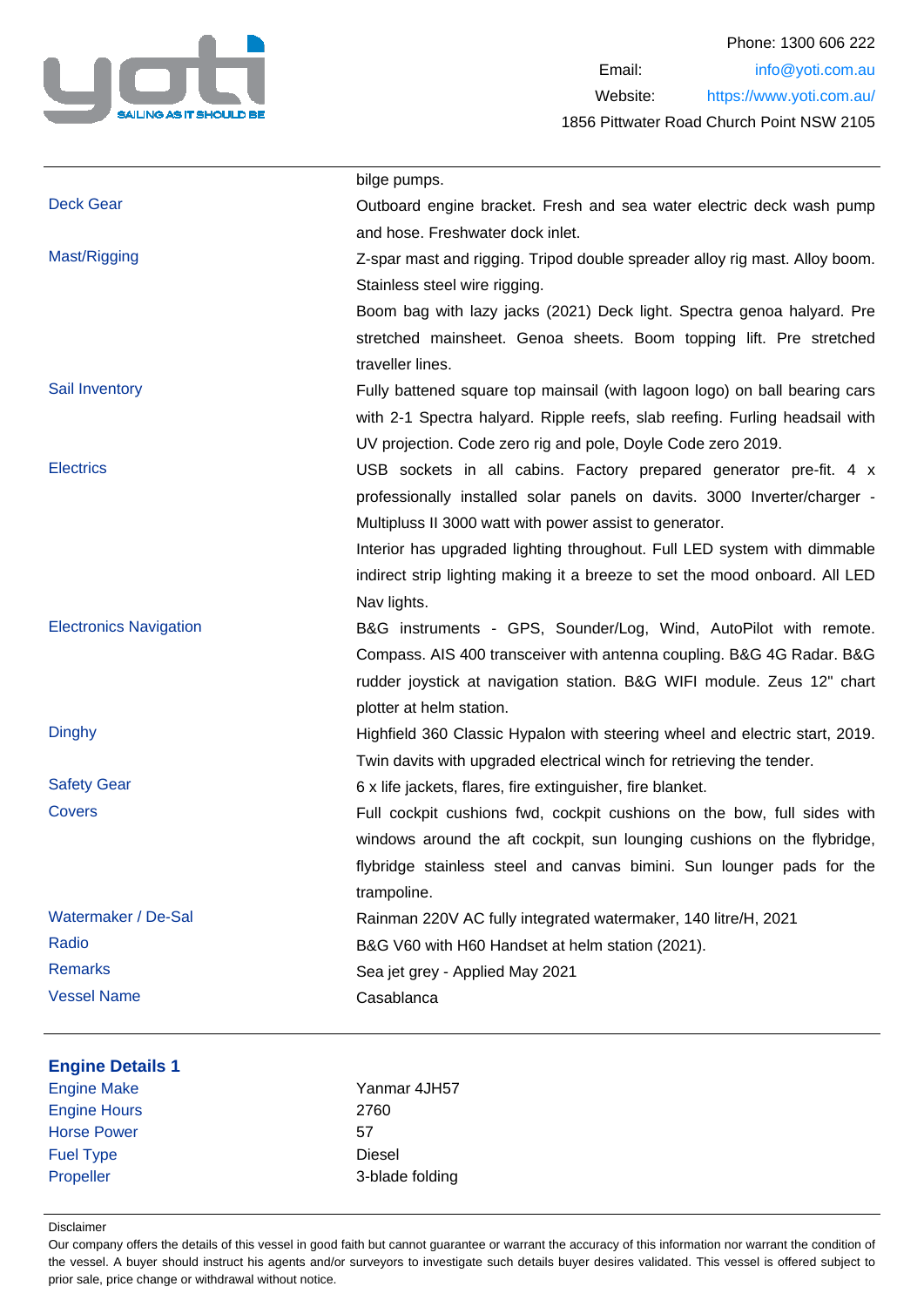| | |
|---|---|
| | bilge pumps. |
| Deck Gear | Outboard engine bracket. Fresh and sea water electric deck wash pump and hose. Freshwater dock inlet. |
| Mast/Rigging | Z-spar mast and rigging. Tripod double spreader alloy rig mast. Alloy boom. Stainless steel wire rigging. |
| | Boom bag with lazy jacks (2021) Deck light. Spectra genoa halyard. Pre stretched mainsheet. Genoa sheets. Boom topping lift. Pre stretched traveller lines. |
| Sail Inventory | Fully battened square top mainsail (with lagoon logo) on ball bearing cars with 2-1 Spectra halyard. Ripple reefs, slab reefing. Furling headsail with UV projection. Code zero rig and pole, Doyle Code zero 2019. |
| Electrics | USB sockets in all cabins. Factory prepared generator pre-fit. 4 x professionally installed solar panels on davits. 3000 Inverter/charger - Multipluss II 3000 watt with power assist to generator. |
| | Interior has upgraded lighting throughout. Full LED system with dimmable indirect strip lighting making it a breeze to set the mood onboard. All LED Nav lights. |
| Electronics Navigation | B&G instruments - GPS, Sounder/Log, Wind, AutoPilot with remote. Compass. AIS 400 transceiver with antenna coupling. B&G 4G Radar. B&G rudder joystick at navigation station. B&G WIFI module. Zeus 12" chart plotter at helm station. |
| Dinghy | Highfield 360 Classic Hypalon with steering wheel and electric start, 2019. Twin davits with upgraded electrical winch for retrieving the tender. |
| Safety Gear | 6 x life jackets, flares, fire extinguisher, fire blanket. |
| Covers | Full cockpit cushions fwd, cockpit cushions on the bow, full sides with windows around the aft cockpit, sun lounging cushions on the flybridge, flybridge stainless steel and canvas bimini. Sun lounger pads for the trampoline. |
| Watermaker / De-Sal | Rainman 220V AC fully integrated watermaker, 140 litre/H, 2021 |
| Radio | B&G V60 with H60 Handset at helm station (2021). |
| Remarks | Sea jet grey - Applied May 2021 |
| Vessel Name | Casablanca |

## Engine Details 1

| | |
|---|---|
| Engine Make | Yanmar 4JH57 |
| Engine Hours | 2760 |
| Horse Power | 57 |
| Fuel Type | Diesel |
| Propeller | 3-blade folding |

Disclaimer

Our company offers the details of this vessel in good faith but cannot guarantee or warrant the accuracy of this information nor warrant the condition of the vessel. A buyer should instruct his agents and/or surveyors to investigate such details buyer desires validated. This vessel is offered subject to prior sale, price change or withdrawal without notice.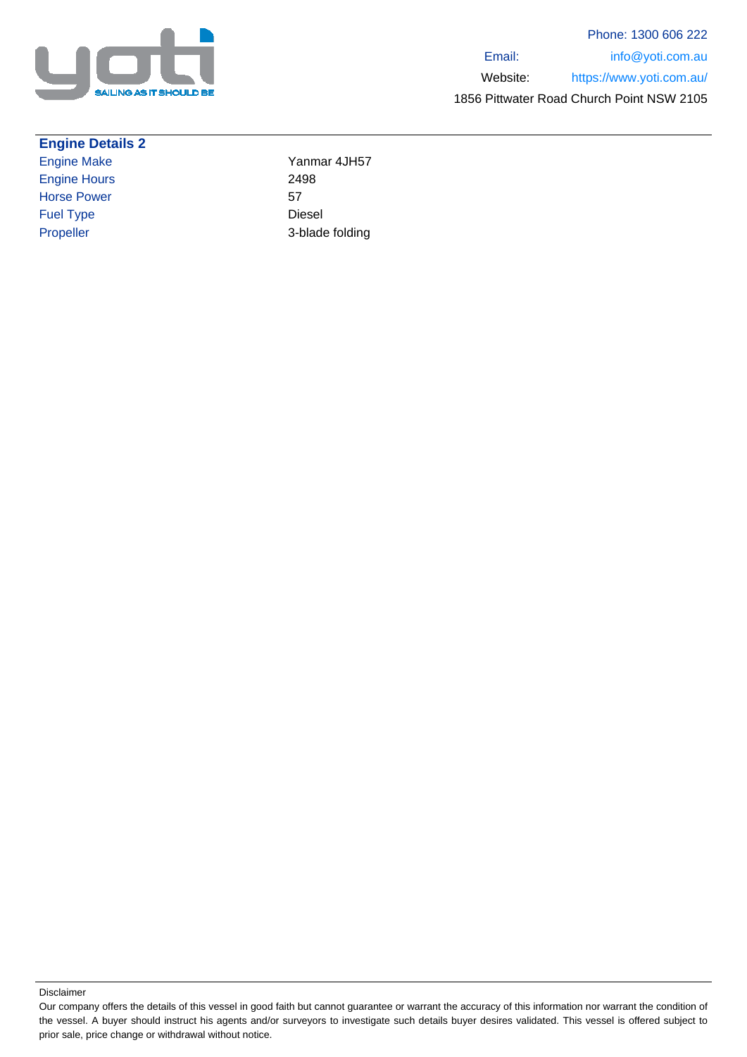## Engine Details 2

| | |
|---|---|
| Engine Make | Yanmar 4JH57 |
| Engine Hours | 2498 |
| Horse Power | 57 |
| Fuel Type | Diesel |
| Propeller | 3-blade folding |

Disclaimer

Our company offers the details of this vessel in good faith but cannot guarantee or warrant the accuracy of this information nor warrant the condition of the vessel. A buyer should instruct his agents and/or surveyors to investigate such details buyer desires validated. This vessel is offered subject to prior sale, price change or withdrawal without notice.